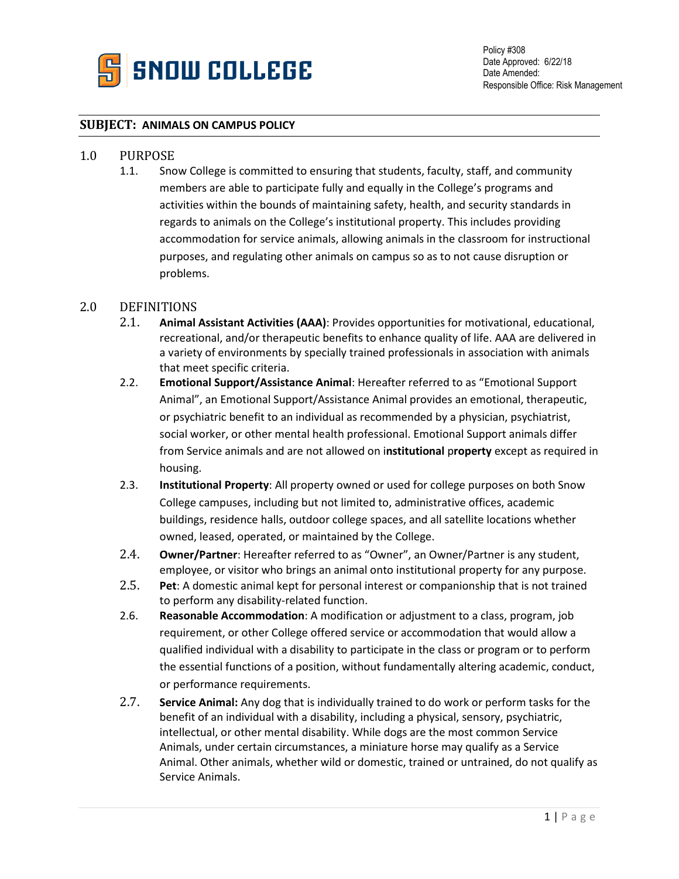SNOW COLLEGE

Policy #308
Date Approved: 6/22/18
Date Amended:
Responsible Office: Risk Management

## SUBJECT: ANIMALS ON CAMPUS POLICY

### 1.0 PURPOSE

1.1. Snow College is committed to ensuring that students, faculty, staff, and community members are able to participate fully and equally in the College's programs and activities within the bounds of maintaining safety, health, and security standards in regards to animals on the College's institutional property. This includes providing accommodation for service animals, allowing animals in the classroom for instructional purposes, and regulating other animals on campus so as to not cause disruption or problems.

### 2.0 DEFINITIONS

2.1. **Animal Assistant Activities (AAA)**: Provides opportunities for motivational, educational, recreational, and/or therapeutic benefits to enhance quality of life. AAA are delivered in a variety of environments by specially trained professionals in association with animals that meet specific criteria.

2.2. **Emotional Support/Assistance Animal**: Hereafter referred to as "Emotional Support Animal", an Emotional Support/Assistance Animal provides an emotional, therapeutic, or psychiatric benefit to an individual as recommended by a physician, psychiatrist, social worker, or other mental health professional. Emotional Support animals differ from Service animals and are not allowed on i**nstitutional** p**roperty** except as required in housing.

2.3. **Institutional Property**: All property owned or used for college purposes on both Snow College campuses, including but not limited to, administrative offices, academic buildings, residence halls, outdoor college spaces, and all satellite locations whether owned, leased, operated, or maintained by the College.

2.4. **Owner/Partner**: Hereafter referred to as "Owner", an Owner/Partner is any student, employee, or visitor who brings an animal onto institutional property for any purpose.

2.5. **Pet**: A domestic animal kept for personal interest or companionship that is not trained to perform any disability-related function.

2.6. **Reasonable Accommodation**: A modification or adjustment to a class, program, job requirement, or other College offered service or accommodation that would allow a qualified individual with a disability to participate in the class or program or to perform the essential functions of a position, without fundamentally altering academic, conduct, or performance requirements.

2.7. **Service Animal:** Any dog that is individually trained to do work or perform tasks for the benefit of an individual with a disability, including a physical, sensory, psychiatric, intellectual, or other mental disability. While dogs are the most common Service Animals, under certain circumstances, a miniature horse may qualify as a Service Animal. Other animals, whether wild or domestic, trained or untrained, do not qualify as Service Animals.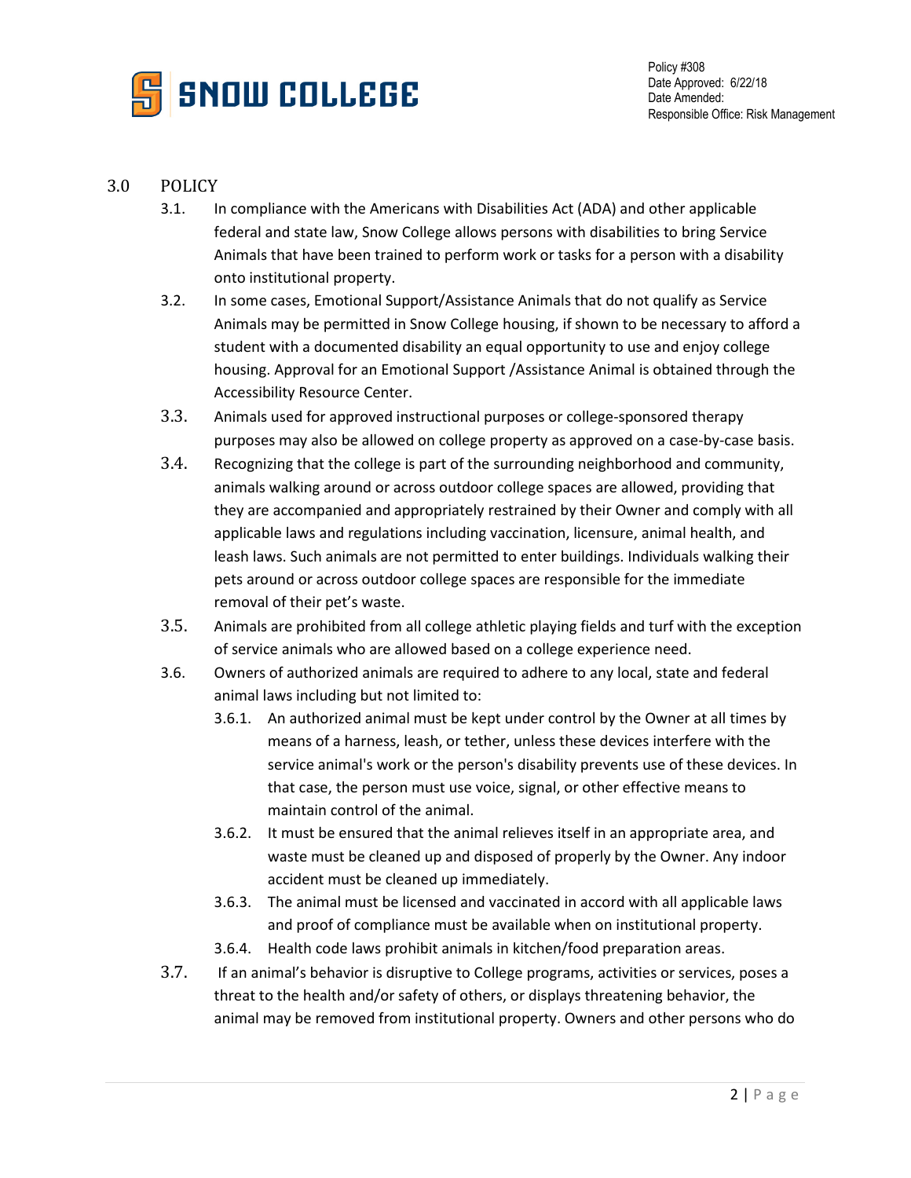## 3.0 POLICY

3.1. In compliance with the Americans with Disabilities Act (ADA) and other applicable federal and state law, Snow College allows persons with disabilities to bring Service Animals that have been trained to perform work or tasks for a person with a disability onto institutional property.

3.2. In some cases, Emotional Support/Assistance Animals that do not qualify as Service Animals may be permitted in Snow College housing, if shown to be necessary to afford a student with a documented disability an equal opportunity to use and enjoy college housing. Approval for an Emotional Support /Assistance Animal is obtained through the Accessibility Resource Center.

3.3. Animals used for approved instructional purposes or college-sponsored therapy purposes may also be allowed on college property as approved on a case-by-case basis.

3.4. Recognizing that the college is part of the surrounding neighborhood and community, animals walking around or across outdoor college spaces are allowed, providing that they are accompanied and appropriately restrained by their Owner and comply with all applicable laws and regulations including vaccination, licensure, animal health, and leash laws. Such animals are not permitted to enter buildings. Individuals walking their pets around or across outdoor college spaces are responsible for the immediate removal of their pet's waste.

3.5. Animals are prohibited from all college athletic playing fields and turf with the exception of service animals who are allowed based on a college experience need.

3.6. Owners of authorized animals are required to adhere to any local, state and federal animal laws including but not limited to:

- 3.6.1. An authorized animal must be kept under control by the Owner at all times by means of a harness, leash, or tether, unless these devices interfere with the service animal's work or the person's disability prevents use of these devices. In that case, the person must use voice, signal, or other effective means to maintain control of the animal.
- 3.6.2. It must be ensured that the animal relieves itself in an appropriate area, and waste must be cleaned up and disposed of properly by the Owner. Any indoor accident must be cleaned up immediately.
- 3.6.3. The animal must be licensed and vaccinated in accord with all applicable laws and proof of compliance must be available when on institutional property.
- 3.6.4. Health code laws prohibit animals in kitchen/food preparation areas.

3.7. If an animal's behavior is disruptive to College programs, activities or services, poses a threat to the health and/or safety of others, or displays threatening behavior, the animal may be removed from institutional property. Owners and other persons who do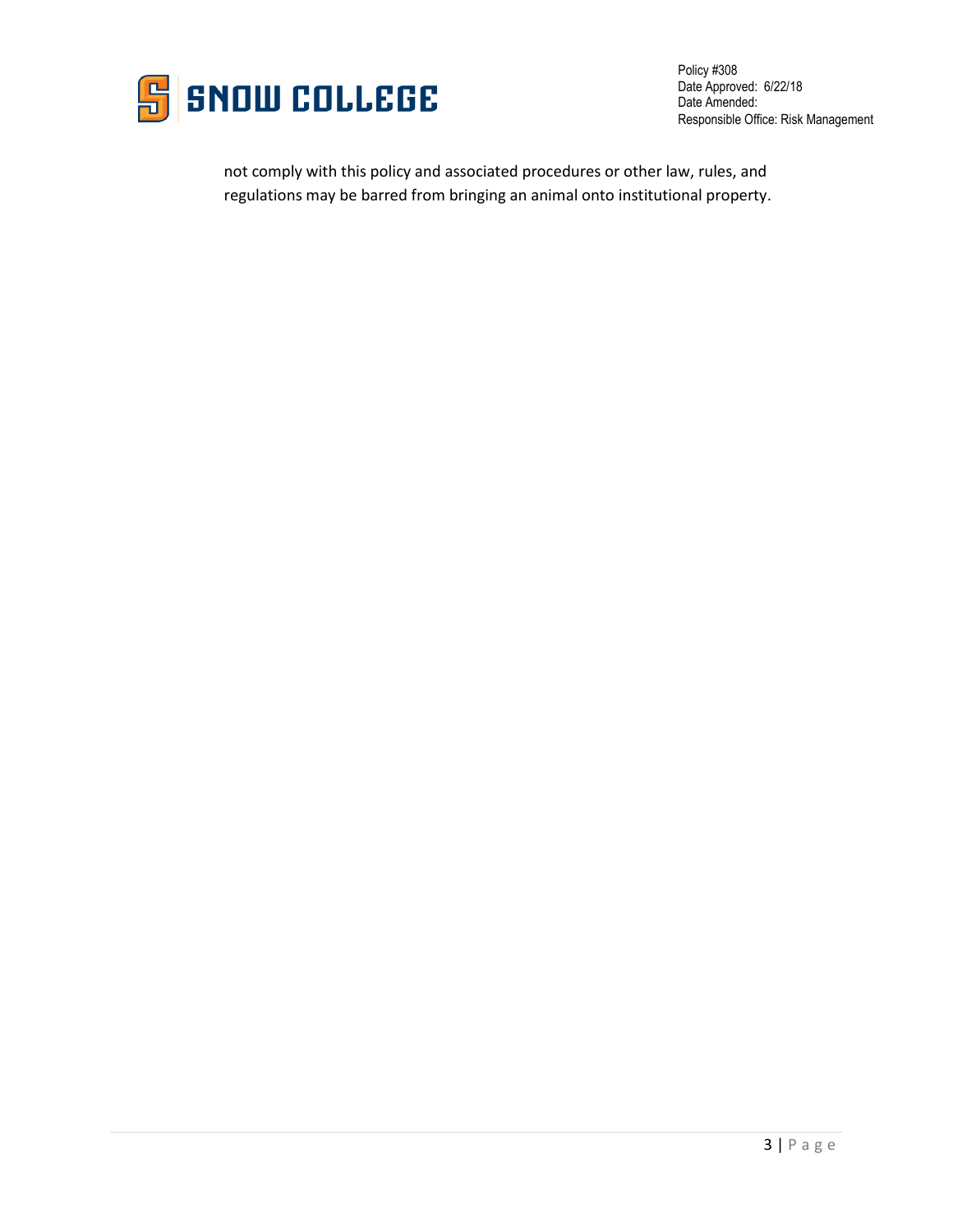not comply with this policy and associated procedures or other law, rules, and regulations may be barred from bringing an animal onto institutional property.